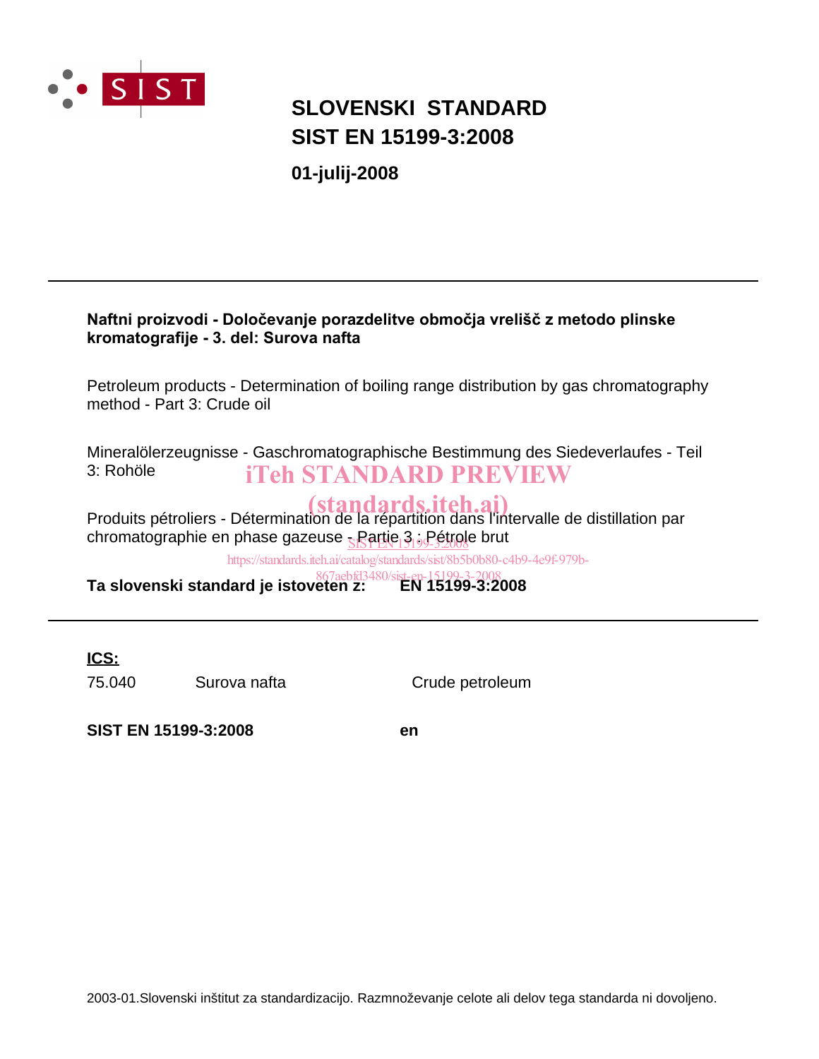SIST

# SLOVENSKI STANDARD
# SIST EN 15199-3:2008

**01-julij-2008**

---

**Naftni proizvodi - Določevanje porazdelitve območja vrelišč z metodo plinske kromatografije - 3. del: Surova nafta**

Petroleum products - Determination of boiling range distribution by gas chromatography method - Part 3: Crude oil

Mineralölerzeugnisse - Gaschromatographische Bestimmung des Siedeverlaufes - Teil 3: Rohöle

iTeh STANDARD PREVIEW
(standards.iteh.ai)

Produits pétroliers - Détermination de la répartition dans l'intervalle de distillation par chromatographie en phase gazeuse - Partie 3 : Pétrole brut

SIST EN 15199-3:2008
https://standards.iteh.ai/catalog/standards/sist/8b5b0b80-c4b9-4e9f-979b-867aebfd3480/sist-en-15199-3-2008

**Ta slovenski standard je istoveten z: EN 15199-3:2008**

---

**ICS:**

| | | |
|---|---|---|
| 75.040 | Surova nafta | Crude petroleum |

**SIST EN 15199-3:2008** **en**

2003-01.Slovenski inštitut za standardizacijo. Razmnoževanje celote ali delov tega standarda ni dovoljeno.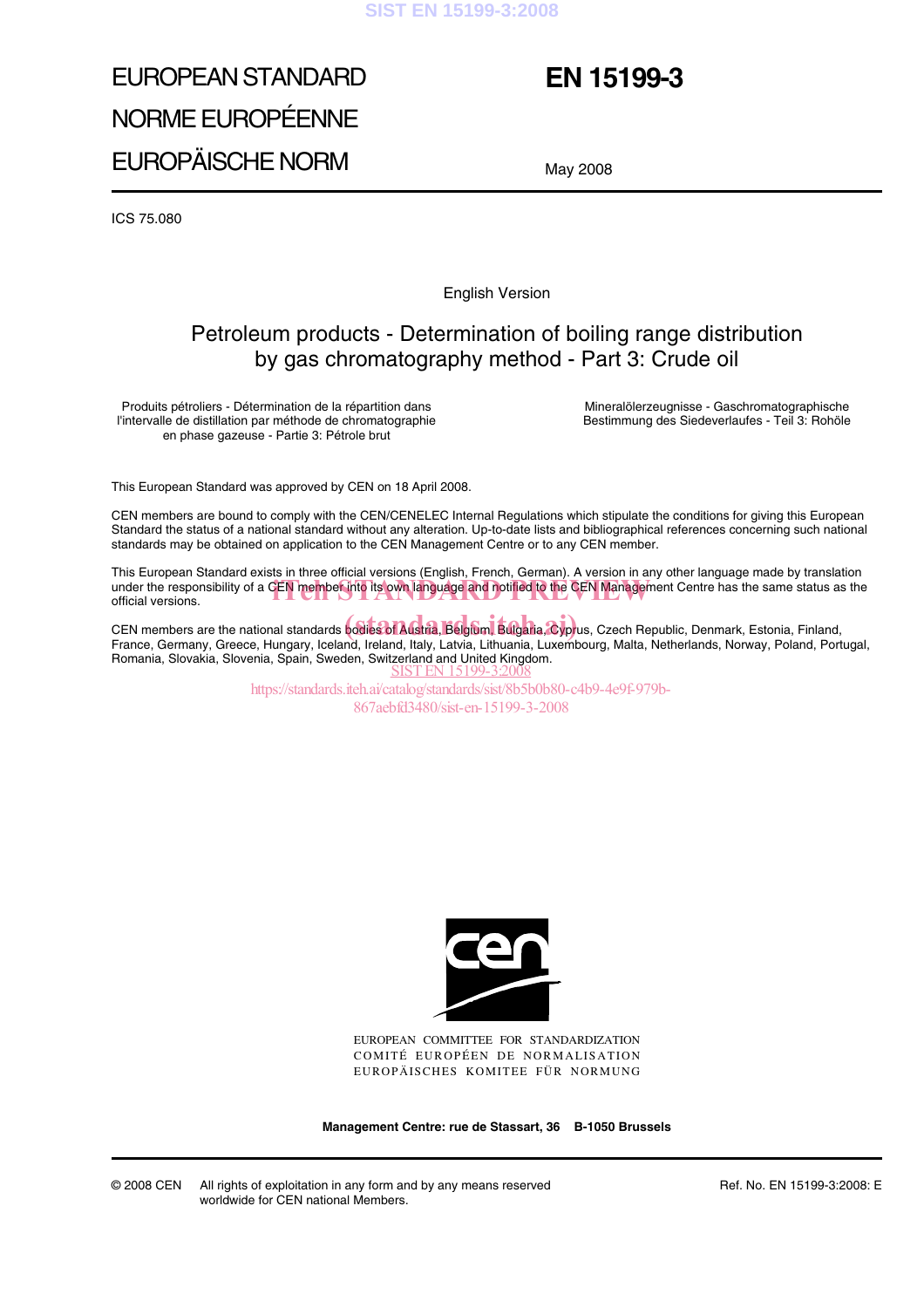EUROPEAN STANDARD

NORME EUROPÉENNE

EUROPÄISCHE NORM

# EN 15199-3

May 2008

ICS 75.080

English Version

# Petroleum products - Determination of boiling range distribution by gas chromatography method - Part 3: Crude oil

Produits pétroliers - Détermination de la répartition dans l'intervalle de distillation par méthode de chromatographie en phase gazeuse - Partie 3: Pétrole brut

Mineralölerzeugnisse - Gaschromatographische Bestimmung des Siedeverlaufes - Teil 3: Rohöle

This European Standard was approved by CEN on 18 April 2008.

CEN members are bound to comply with the CEN/CENELEC Internal Regulations which stipulate the conditions for giving this European Standard the status of a national standard without any alteration. Up-to-date lists and bibliographical references concerning such national standards may be obtained on application to the CEN Management Centre or to any CEN member.

This European Standard exists in three official versions (English, French, German). A version in any other language made by translation under the responsibility of a CEN member into its own language and notified to the CEN Management Centre has the same status as the official versions.

CEN members are the national standards bodies of Austria, Belgium, Bulgaria, Cyprus, Czech Republic, Denmark, Estonia, Finland, France, Germany, Greece, Hungary, Iceland, Ireland, Italy, Latvia, Lithuania, Luxembourg, Malta, Netherlands, Norway, Poland, Portugal, Romania, Slovakia, Slovenia, Spain, Sweden, Switzerland and United Kingdom.

EUROPEAN COMMITTEE FOR STANDARDIZATION
COMITÉ EUROPÉEN DE NORMALISATION
EUROPÄISCHES KOMITEE FÜR NORMUNG

**Management Centre: rue de Stassart, 36 B-1050 Brussels**

© 2008 CEN All rights of exploitation in any form and by any means reserved worldwide for CEN national Members.

Ref. No. EN 15199-3:2008: E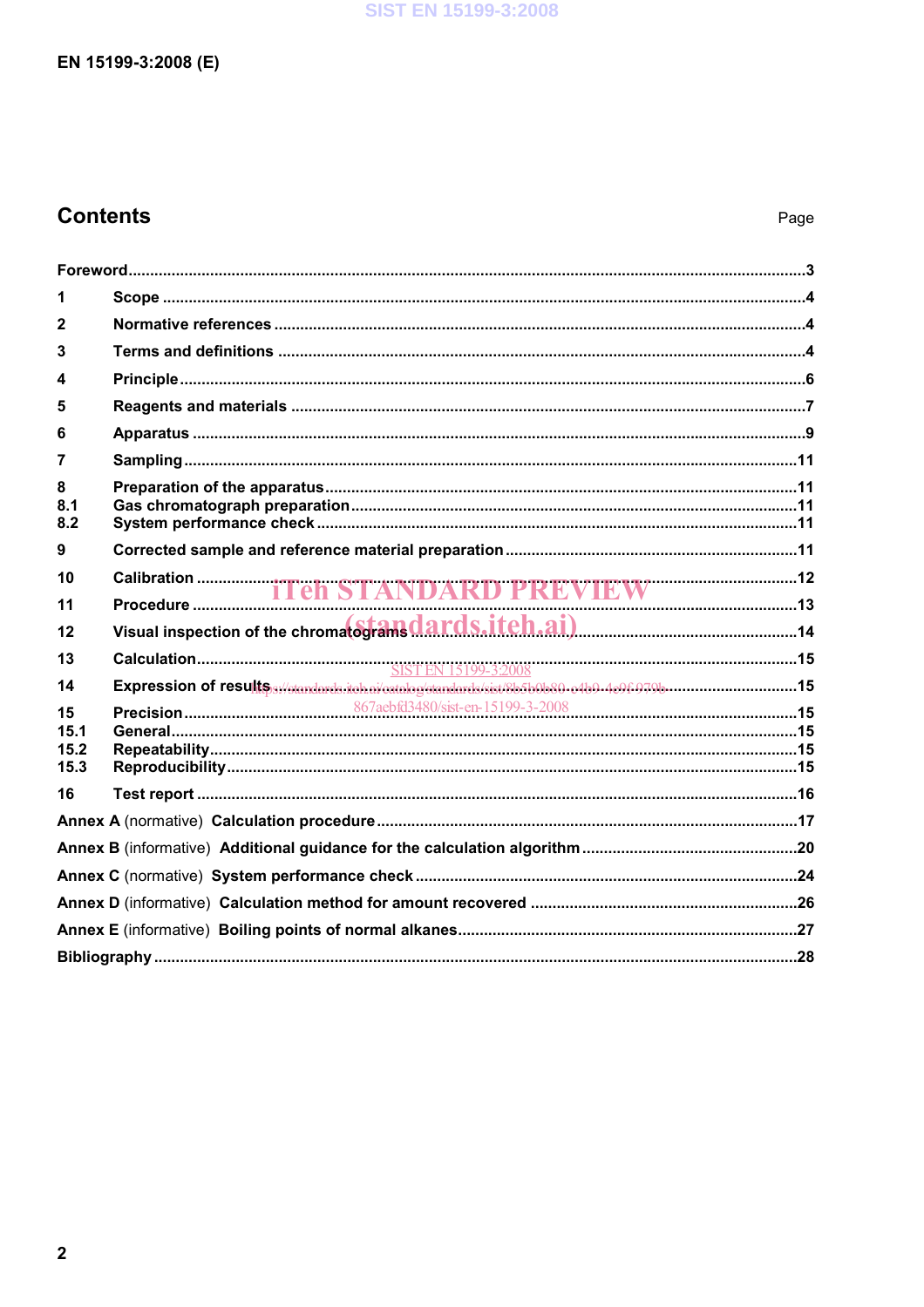# Contents

Page

Foreword ...3

1 Scope ...4

2 Normative references ...4

3 Terms and definitions ...4

4 Principle ...6

5 Reagents and materials ...7

6 Apparatus ...9

7 Sampling ...11

8 Preparation of the apparatus ...11
8.1 Gas chromatograph preparation ...11
8.2 System performance check ...11

9 Corrected sample and reference material preparation ...11

10 Calibration ...12

11 Procedure ...13

12 Visual inspection of the chromatograms ...14

13 Calculation ...15

14 Expression of results ...15

15 Precision ...15
15.1 General ...15
15.2 Repeatability ...15
15.3 Reproducibility ...15

16 Test report ...16

Annex A (normative) Calculation procedure ...17

Annex B (informative) Additional guidance for the calculation algorithm ...20

Annex C (normative) System performance check ...24

Annex D (informative) Calculation method for amount recovered ...26

Annex E (informative) Boiling points of normal alkanes ...27

Bibliography ...28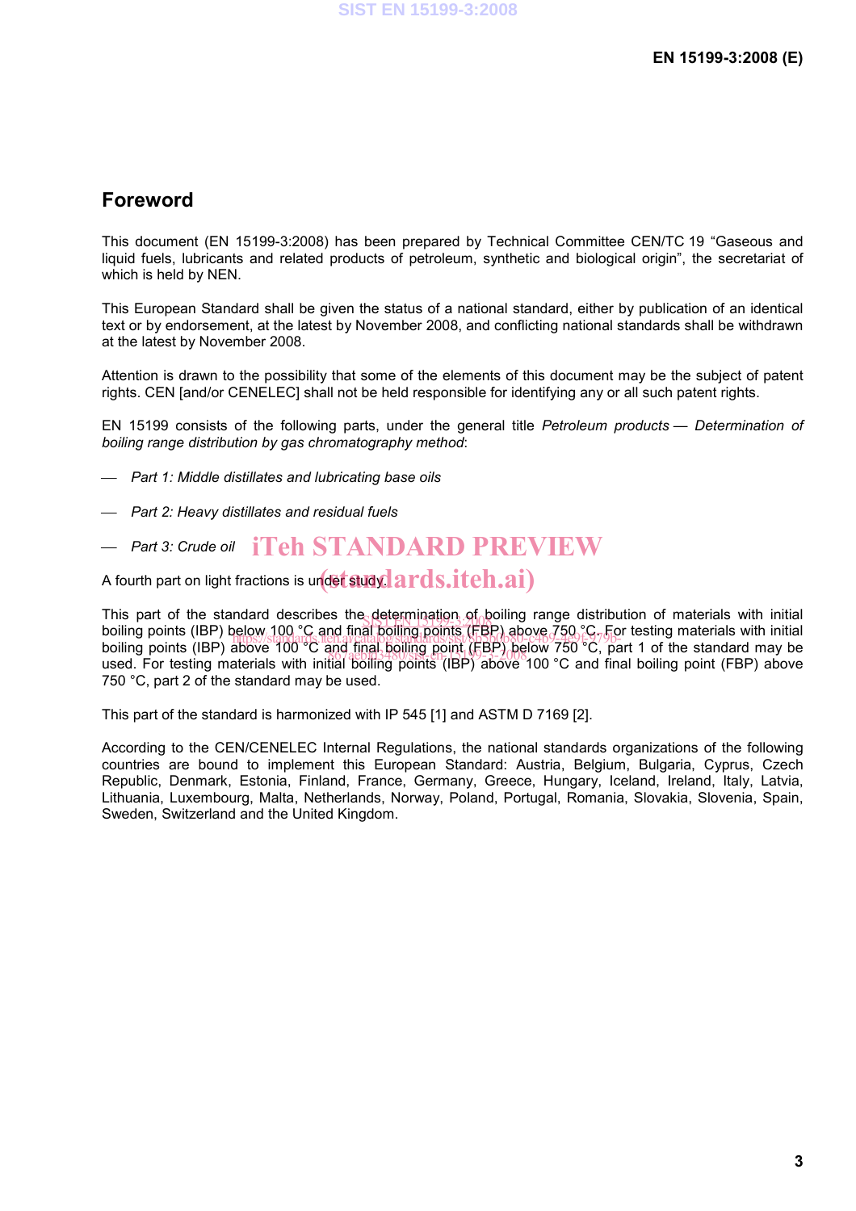## Foreword

This document (EN 15199-3:2008) has been prepared by Technical Committee CEN/TC 19 "Gaseous and liquid fuels, lubricants and related products of petroleum, synthetic and biological origin", the secretariat of which is held by NEN.

This European Standard shall be given the status of a national standard, either by publication of an identical text or by endorsement, at the latest by November 2008, and conflicting national standards shall be withdrawn at the latest by November 2008.

Attention is drawn to the possibility that some of the elements of this document may be the subject of patent rights. CEN [and/or CENELEC] shall not be held responsible for identifying any or all such patent rights.

EN 15199 consists of the following parts, under the general title *Petroleum products — Determination of boiling range distribution by gas chromatography method*:

- *Part 1: Middle distillates and lubricating base oils*
- *Part 2: Heavy distillates and residual fuels*
- *Part 3: Crude oil*

A fourth part on light fractions is under study.

This part of the standard describes the determination of boiling range distribution of materials with initial boiling points (IBP) below 100 °C and final boiling points (FBP) above 750 °C. For testing materials with initial boiling points (IBP) above 100 °C and final boiling point (FBP) below 750 °C, part 1 of the standard may be used. For testing materials with initial boiling points (IBP) above 100 °C and final boiling point (FBP) above 750 °C, part 2 of the standard may be used.

This part of the standard is harmonized with IP 545 [1] and ASTM D 7169 [2].

According to the CEN/CENELEC Internal Regulations, the national standards organizations of the following countries are bound to implement this European Standard: Austria, Belgium, Bulgaria, Cyprus, Czech Republic, Denmark, Estonia, Finland, France, Germany, Greece, Hungary, Iceland, Ireland, Italy, Latvia, Lithuania, Luxembourg, Malta, Netherlands, Norway, Poland, Portugal, Romania, Slovakia, Slovenia, Spain, Sweden, Switzerland and the United Kingdom.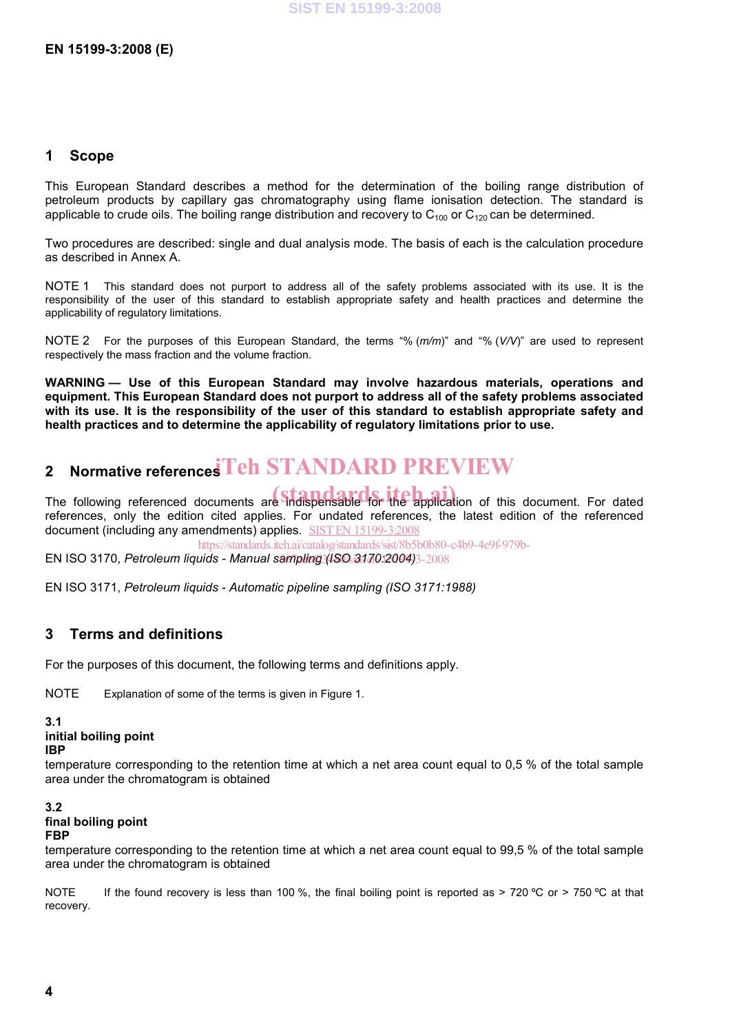## 1 Scope

This European Standard describes a method for the determination of the boiling range distribution of petroleum products by capillary gas chromatography using flame ionisation detection. The standard is applicable to crude oils. The boiling range distribution and recovery to $C_{100}$ or $C_{120}$ can be determined.

Two procedures are described: single and dual analysis mode. The basis of each is the calculation procedure as described in Annex A.

NOTE 1 This standard does not purport to address all of the safety problems associated with its use. It is the responsibility of the user of this standard to establish appropriate safety and health practices and determine the applicability of regulatory limitations.

NOTE 2 For the purposes of this European Standard, the terms "% (*m/m*)" and "% (*V/V*)" are used to represent respectively the mass fraction and the volume fraction.

**WARNING — Use of this European Standard may involve hazardous materials, operations and equipment. This European Standard does not purport to address all of the safety problems associated with its use. It is the responsibility of the user of this standard to establish appropriate safety and health practices and to determine the applicability of regulatory limitations prior to use.**

## 2 Normative references

The following referenced documents are indispensable for the application of this document. For dated references, only the edition cited applies. For undated references, the latest edition of the referenced document (including any amendments) applies.

EN ISO 3170, *Petroleum liquids - Manual sampling (ISO 3170:2004)*

EN ISO 3171, *Petroleum liquids - Automatic pipeline sampling (ISO 3171:1988)*

## 3 Terms and definitions

For the purposes of this document, the following terms and definitions apply.

NOTE Explanation of some of the terms is given in Figure 1.

**3.1**
**initial boiling point**
**IBP**
temperature corresponding to the retention time at which a net area count equal to 0,5 % of the total sample area under the chromatogram is obtained

**3.2**
**final boiling point**
**FBP**
temperature corresponding to the retention time at which a net area count equal to 99,5 % of the total sample area under the chromatogram is obtained

NOTE If the found recovery is less than 100 %, the final boiling point is reported as > 720 ºC or > 750 ºC at that recovery.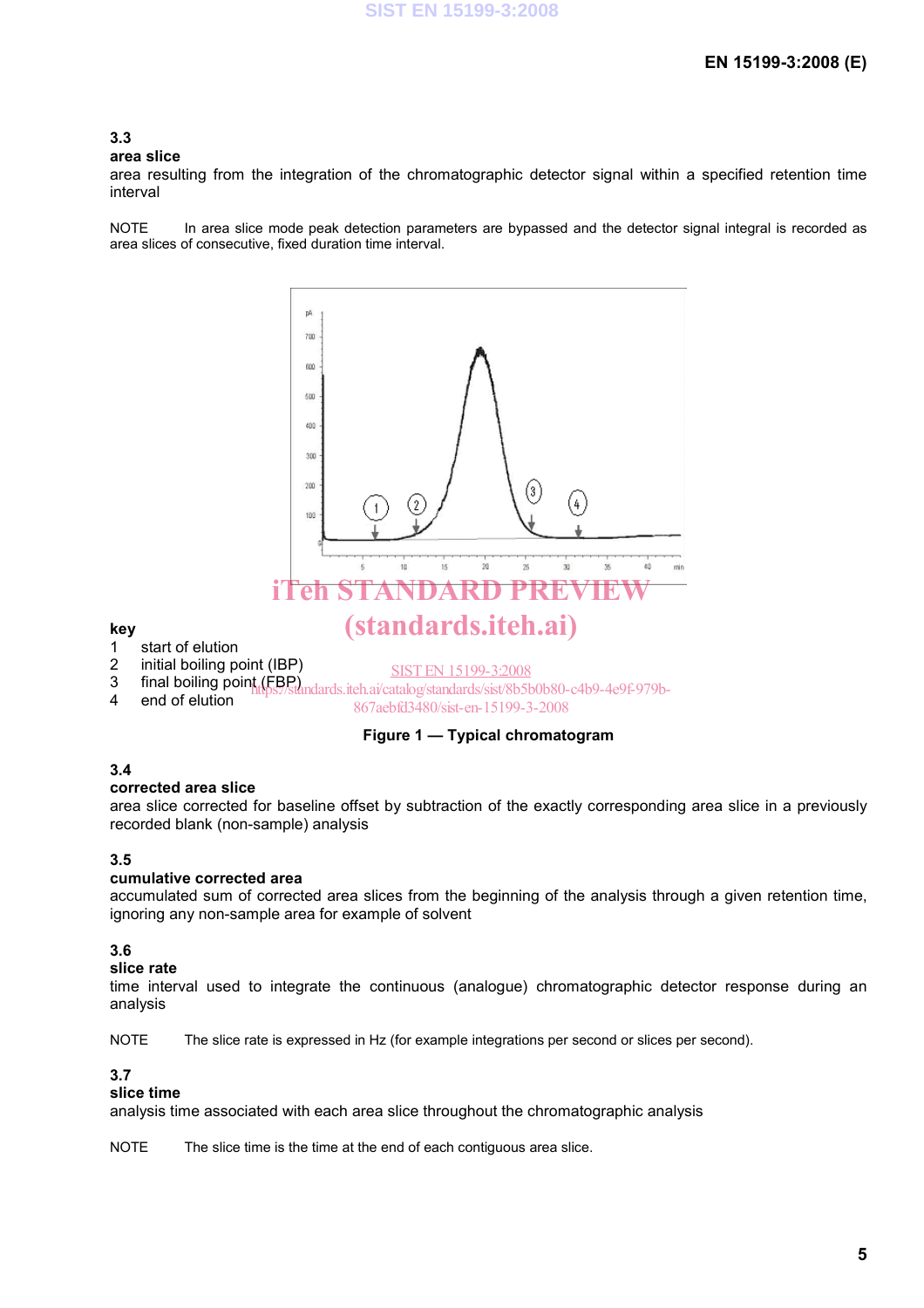**3.3**
**area slice**
area resulting from the integration of the chromatographic detector signal within a specified retention time interval

NOTE In area slice mode peak detection parameters are bypassed and the detector signal integral is recorded as area slices of consecutive, fixed duration time interval.

**key**

1 start of elution
2 initial boiling point (IBP)
3 final boiling point (FBP)
4 end of elution

**Figure 1 — Typical chromatogram**

**3.4**
**corrected area slice**
area slice corrected for baseline offset by subtraction of the exactly corresponding area slice in a previously recorded blank (non-sample) analysis

**3.5**
**cumulative corrected area**
accumulated sum of corrected area slices from the beginning of the analysis through a given retention time, ignoring any non-sample area for example of solvent

**3.6**
**slice rate**
time interval used to integrate the continuous (analogue) chromatographic detector response during an analysis

NOTE The slice rate is expressed in Hz (for example integrations per second or slices per second).

**3.7**
**slice time**
analysis time associated with each area slice throughout the chromatographic analysis

NOTE The slice time is the time at the end of each contiguous area slice.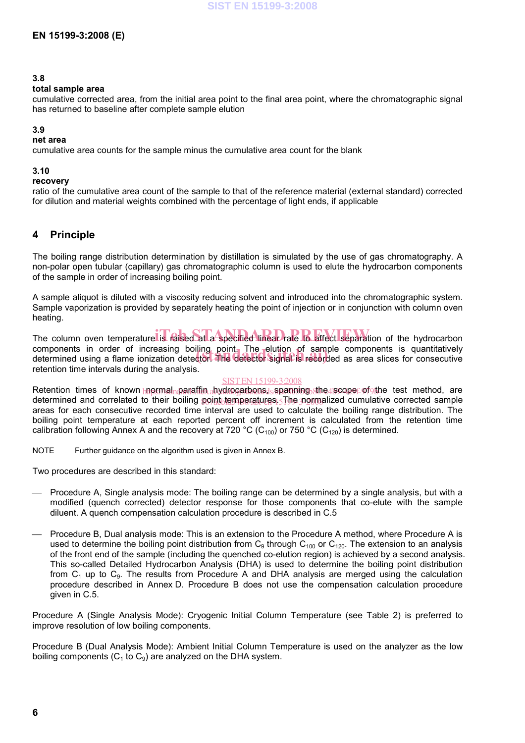### 3.8
**total sample area**
cumulative corrected area, from the initial area point to the final area point, where the chromatographic signal has returned to baseline after complete sample elution

### 3.9
**net area**
cumulative area counts for the sample minus the cumulative area count for the blank

### 3.10
**recovery**
ratio of the cumulative area count of the sample to that of the reference material (external standard) corrected for dilution and material weights combined with the percentage of light ends, if applicable

## 4 Principle

The boiling range distribution determination by distillation is simulated by the use of gas chromatography. A non-polar open tubular (capillary) gas chromatographic column is used to elute the hydrocarbon components of the sample in order of increasing boiling point.

A sample aliquot is diluted with a viscosity reducing solvent and introduced into the chromatographic system. Sample vaporization is provided by separately heating the point of injection or in conjunction with column oven heating.

The column oven temperature is raised at a specified linear rate to affect separation of the hydrocarbon components in order of increasing boiling point. The elution of sample components is quantitatively determined using a flame ionization detector. The detector signal is recorded as area slices for consecutive retention time intervals during the analysis.

Retention times of known normal paraffin hydrocarbons, spanning the scope of the test method, are determined and correlated to their boiling point temperatures. The normalized cumulative corrected sample areas for each consecutive recorded time interval are used to calculate the boiling range distribution. The boiling point temperature at each reported percent off increment is calculated from the retention time calibration following Annex A and the recovery at 720 °C ($C_{100}$) or 750 °C ($C_{120}$) is determined.

NOTE Further guidance on the algorithm used is given in Annex B.

Two procedures are described in this standard:

— Procedure A, Single analysis mode: The boiling range can be determined by a single analysis, but with a modified (quench corrected) detector response for those components that co-elute with the sample diluent. A quench compensation calculation procedure is described in C.5

— Procedure B, Dual analysis mode: This is an extension to the Procedure A method, where Procedure A is used to determine the boiling point distribution from $C_9$ through $C_{100}$ or $C_{120}$. The extension to an analysis of the front end of the sample (including the quenched co-elution region) is achieved by a second analysis. This so-called Detailed Hydrocarbon Analysis (DHA) is used to determine the boiling point distribution from $C_1$ up to $C_9$. The results from Procedure A and DHA analysis are merged using the calculation procedure described in Annex D. Procedure B does not use the compensation calculation procedure given in C.5.

Procedure A (Single Analysis Mode): Cryogenic Initial Column Temperature (see Table 2) is preferred to improve resolution of low boiling components.

Procedure B (Dual Analysis Mode): Ambient Initial Column Temperature is used on the analyzer as the low boiling components ($C_1$ to $C_9$) are analyzed on the DHA system.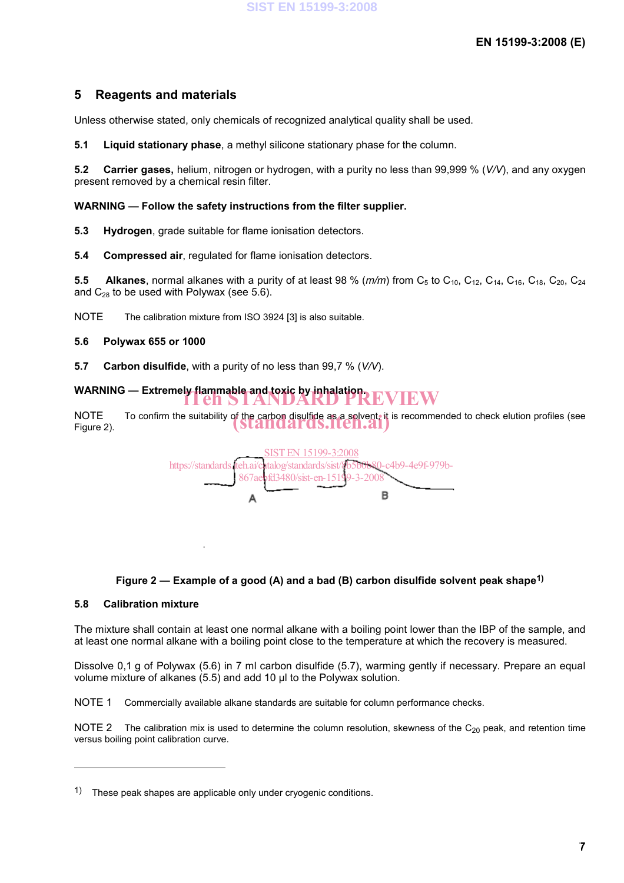## 5 Reagents and materials

Unless otherwise stated, only chemicals of recognized analytical quality shall be used.

**5.1 Liquid stationary phase**, a methyl silicone stationary phase for the column.

**5.2 Carrier gases,** helium, nitrogen or hydrogen, with a purity no less than 99,999 % (*V/V*), and any oxygen present removed by a chemical resin filter.

**WARNING — Follow the safety instructions from the filter supplier.**

**5.3 Hydrogen**, grade suitable for flame ionisation detectors.

**5.4 Compressed air**, regulated for flame ionisation detectors.

**5.5 Alkanes**, normal alkanes with a purity of at least 98 % (*m/m*) from $C_5$ to $C_{10}$, $C_{12}$, $C_{14}$, $C_{16}$, $C_{18}$, $C_{20}$, $C_{24}$ and $C_{28}$ to be used with Polywax (see 5.6).

NOTE The calibration mixture from ISO 3924 [3] is also suitable.

**5.6 Polywax 655 or 1000**

**5.7 Carbon disulfide**, with a purity of no less than 99,7 % (*V/V*).

**WARNING — Extremely flammable and toxic by inhalation.**

NOTE To confirm the suitability of the carbon disulfide as a solvent, it is recommended to check elution profiles (see Figure 2).

**Figure 2 — Example of a good (A) and a bad (B) carbon disulfide solvent peak shape**[1)]

**5.8 Calibration mixture**

The mixture shall contain at least one normal alkane with a boiling point lower than the IBP of the sample, and at least one normal alkane with a boiling point close to the temperature at which the recovery is measured.

Dissolve 0,1 g of Polywax (5.6) in 7 ml carbon disulfide (5.7), warming gently if necessary. Prepare an equal volume mixture of alkanes (5.5) and add 10 µl to the Polywax solution.

NOTE 1 Commercially available alkane standards are suitable for column performance checks.

NOTE 2 The calibration mix is used to determine the column resolution, skewness of the $C_{20}$ peak, and retention time versus boiling point calibration curve.

1) These peak shapes are applicable only under cryogenic conditions.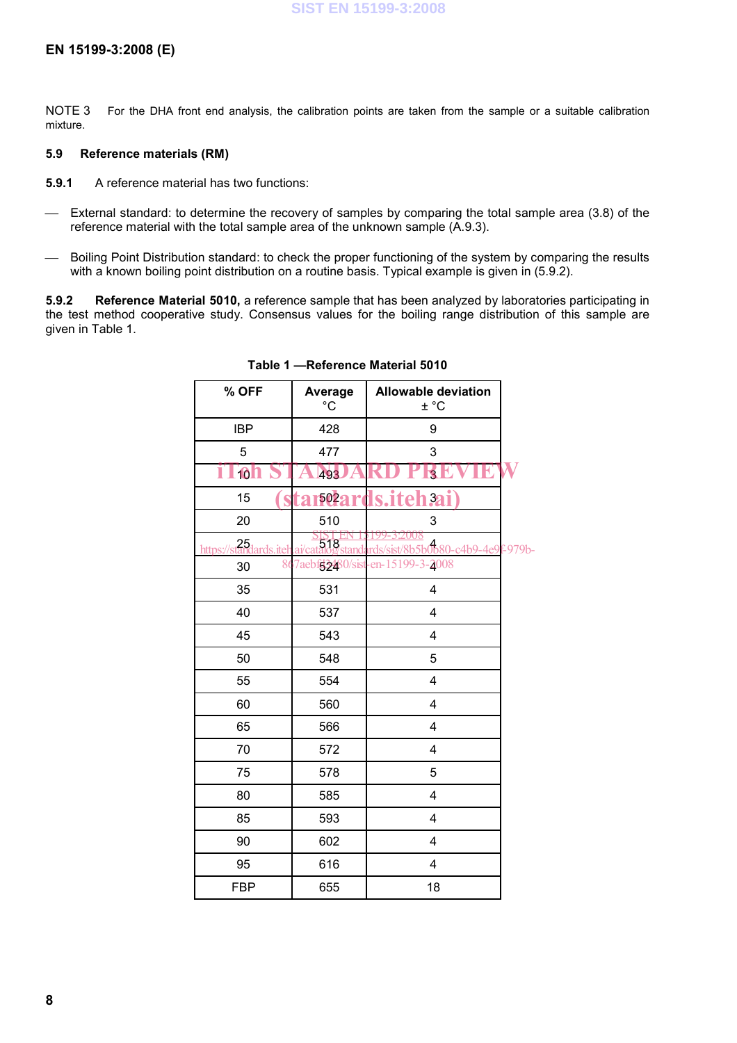NOTE 3 For the DHA front end analysis, the calibration points are taken from the sample or a suitable calibration mixture.

### 5.9 Reference materials (RM)

**5.9.1** A reference material has two functions:

— External standard: to determine the recovery of samples by comparing the total sample area (3.8) of the reference material with the total sample area of the unknown sample (A.9.3).

— Boiling Point Distribution standard: to check the proper functioning of the system by comparing the results with a known boiling point distribution on a routine basis. Typical example is given in (5.9.2).

**5.9.2 Reference Material 5010,** a reference sample that has been analyzed by laboratories participating in the test method cooperative study. Consensus values for the boiling range distribution of this sample are given in Table 1.

**Table 1 —Reference Material 5010**

| % OFF | Average °C | Allowable deviation ± °C |
|---|---|---|
| IBP | 428 | 9 |
| 5 | 477 | 3 |
| 10 | 493 | 3 |
| 15 | 502 | 3 |
| 20 | 510 | 3 |
| 25 | 518 | 4 |
| 30 | 524 | 4 |
| 35 | 531 | 4 |
| 40 | 537 | 4 |
| 45 | 543 | 4 |
| 50 | 548 | 5 |
| 55 | 554 | 4 |
| 60 | 560 | 4 |
| 65 | 566 | 4 |
| 70 | 572 | 4 |
| 75 | 578 | 5 |
| 80 | 585 | 4 |
| 85 | 593 | 4 |
| 90 | 602 | 4 |
| 95 | 616 | 4 |
| FBP | 655 | 18 |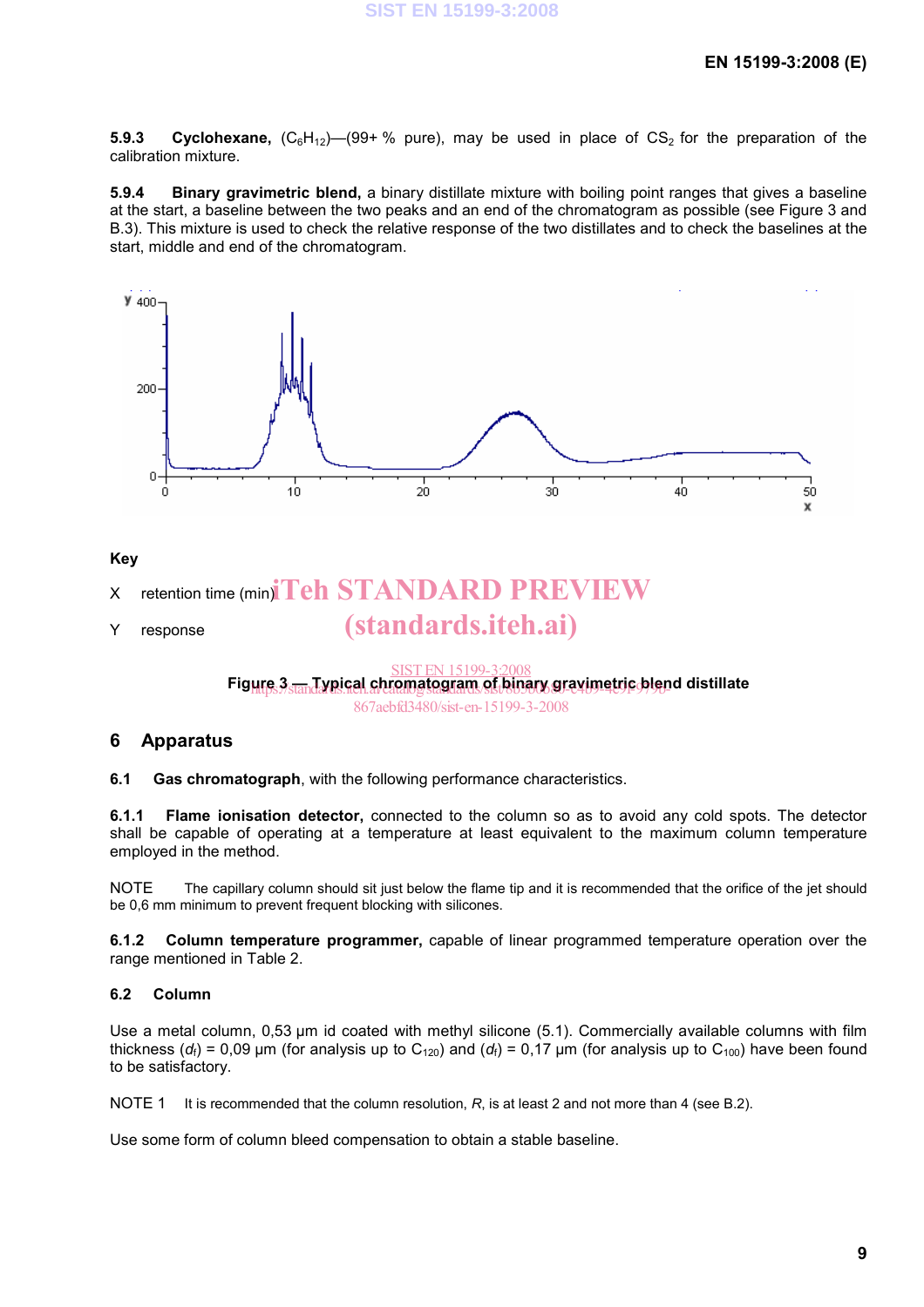**5.9.3 Cyclohexane,** ($C_6H_{12}$)—(99+ % pure), may be used in place of $CS_2$ for the preparation of the calibration mixture.

**5.9.4 Binary gravimetric blend,** a binary distillate mixture with boiling point ranges that gives a baseline at the start, a baseline between the two peaks and an end of the chromatogram as possible (see Figure 3 and B.3). This mixture is used to check the relative response of the two distillates and to check the baselines at the start, middle and end of the chromatogram.

**Key**

X retention time (min)

Y response

**Figure 3 — Typical chromatogram of binary gravimetric blend distillate**

## 6 Apparatus

**6.1 Gas chromatograph**, with the following performance characteristics.

**6.1.1 Flame ionisation detector,** connected to the column so as to avoid any cold spots. The detector shall be capable of operating at a temperature at least equivalent to the maximum column temperature employed in the method.

NOTE The capillary column should sit just below the flame tip and it is recommended that the orifice of the jet should be 0,6 mm minimum to prevent frequent blocking with silicones.

**6.1.2 Column temperature programmer,** capable of linear programmed temperature operation over the range mentioned in Table 2.

### 6.2 Column

Use a metal column, 0,53 µm id coated with methyl silicone (5.1). Commercially available columns with film thickness ($d_f$) = 0,09 µm (for analysis up to $C_{120}$) and ($d_f$) = 0,17 µm (for analysis up to $C_{100}$) have been found to be satisfactory.

NOTE 1 It is recommended that the column resolution, $R$, is at least 2 and not more than 4 (see B.2).

Use some form of column bleed compensation to obtain a stable baseline.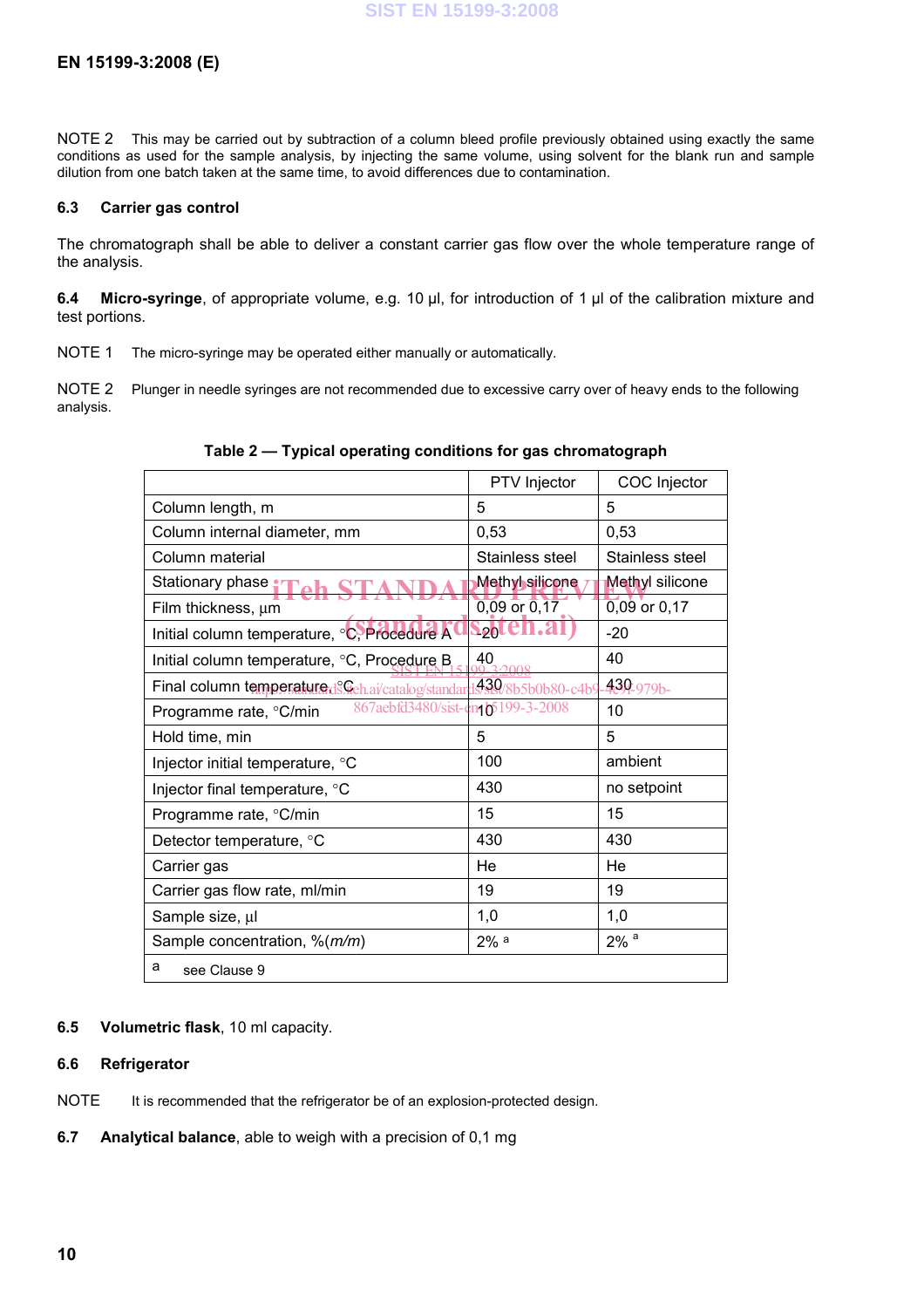NOTE 2 This may be carried out by subtraction of a column bleed profile previously obtained using exactly the same conditions as used for the sample analysis, by injecting the same volume, using solvent for the blank run and sample dilution from one batch taken at the same time, to avoid differences due to contamination.

### 6.3 Carrier gas control

The chromatograph shall be able to deliver a constant carrier gas flow over the whole temperature range of the analysis.

**6.4 Micro-syringe**, of appropriate volume, e.g. 10 µl, for introduction of 1 µl of the calibration mixture and test portions.

NOTE 1 The micro-syringe may be operated either manually or automatically.

NOTE 2 Plunger in needle syringes are not recommended due to excessive carry over of heavy ends to the following analysis.

**Table 2 — Typical operating conditions for gas chromatograph**

| | PTV Injector | COC Injector |
|---|---|---|
| Column length, m | 5 | 5 |
| Column internal diameter, mm | 0,53 | 0,53 |
| Column material | Stainless steel | Stainless steel |
| Stationary phase | Methyl silicone | Methyl silicone |
| Film thickness, µm | 0,09 or 0,17 | 0,09 or 0,17 |
| Initial column temperature, °C, Procedure A | -20 | -20 |
| Initial column temperature, °C, Procedure B | 40 | 40 |
| Final column temperature, °C | 430 | 430 |
| Programme rate, °C/min | 10 | 10 |
| Hold time, min | 5 | 5 |
| Injector initial temperature, °C | 100 | ambient |
| Injector final temperature, °C | 430 | no setpoint |
| Programme rate, °C/min | 15 | 15 |
| Detector temperature, °C | 430 | 430 |
| Carrier gas | He | He |
| Carrier gas flow rate, ml/min | 19 | 19 |
| Sample size, µl | 1,0 | 1,0 |
| Sample concentration, %(*m/m*) | 2% [a] | 2% [a] |

[a] see Clause 9

**6.5 Volumetric flask**, 10 ml capacity.

### 6.6 Refrigerator

NOTE It is recommended that the refrigerator be of an explosion-protected design.

**6.7 Analytical balance**, able to weigh with a precision of 0,1 mg